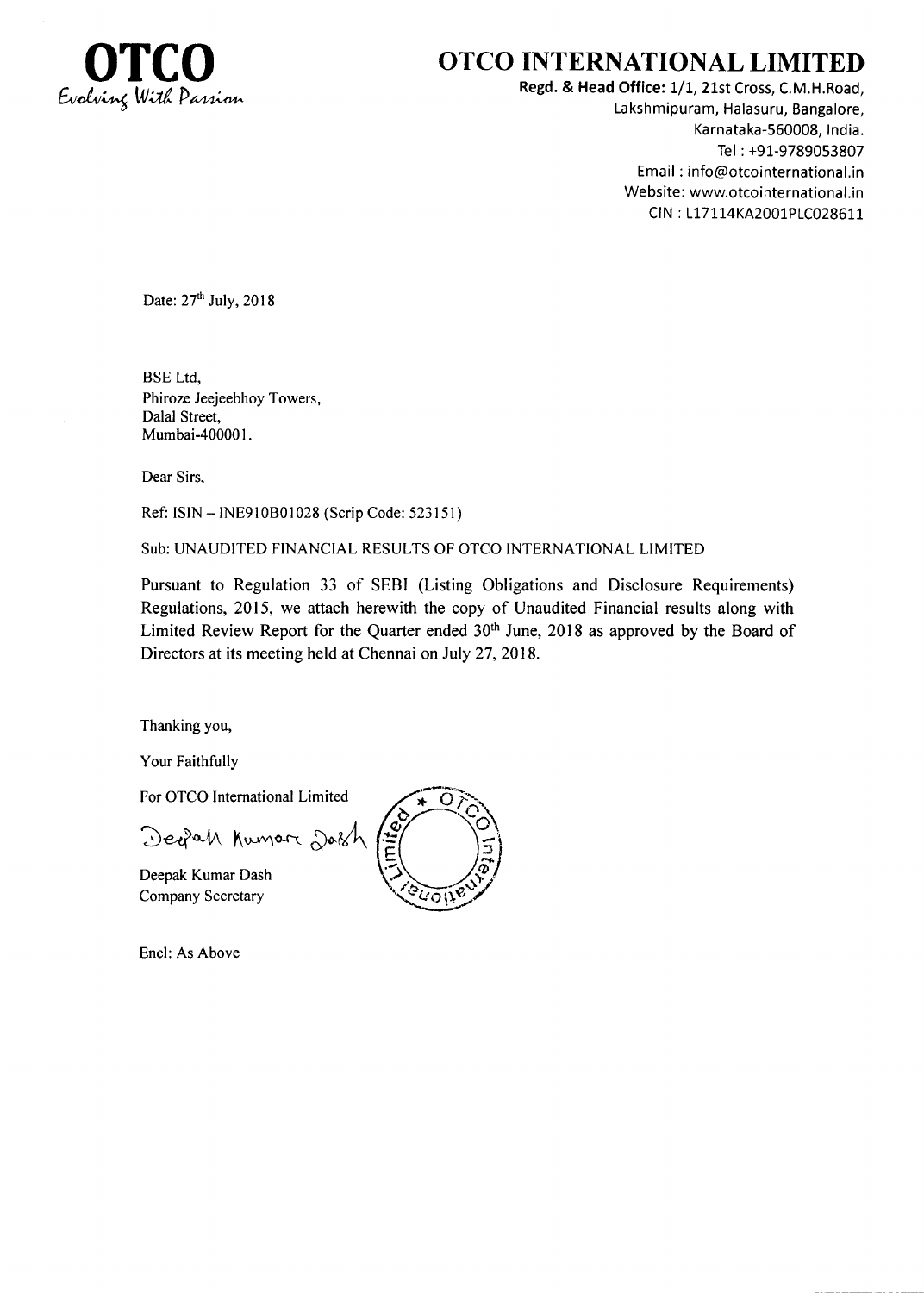# OTCO

*Evolving With Passion*

# OTCO INTERNATIONAL LIMITED

**Regd. & Head Office:** 1/1, 21st Cross, C.M.H.Road,
Lakshmipuram, Halasuru, Bangalore,
Karnataka-560008, India.
Tel : +91-9789053807
Email : info@otcointernational.in
Website: www.otcointernational.in
CIN : L17114KA2001PLC028611

Date: 27th July, 2018

BSE Ltd,
Phiroze Jeejeebhoy Towers,
Dalal Street,
Mumbai-400001.

Dear Sirs,

Ref: ISIN – INE910B01028 (Scrip Code: 523151)

Sub: UNAUDITED FINANCIAL RESULTS OF OTCO INTERNATIONAL LIMITED

Pursuant to Regulation 33 of SEBI (Listing Obligations and Disclosure Requirements) Regulations, 2015, we attach herewith the copy of Unaudited Financial results along with Limited Review Report for the Quarter ended 30th June, 2018 as approved by the Board of Directors at its meeting held at Chennai on July 27, 2018.

Thanking you,

Your Faithfully

For OTCO International Limited

Deepak Kumar Dash

Deepak Kumar Dash
Company Secretary

Encl: As Above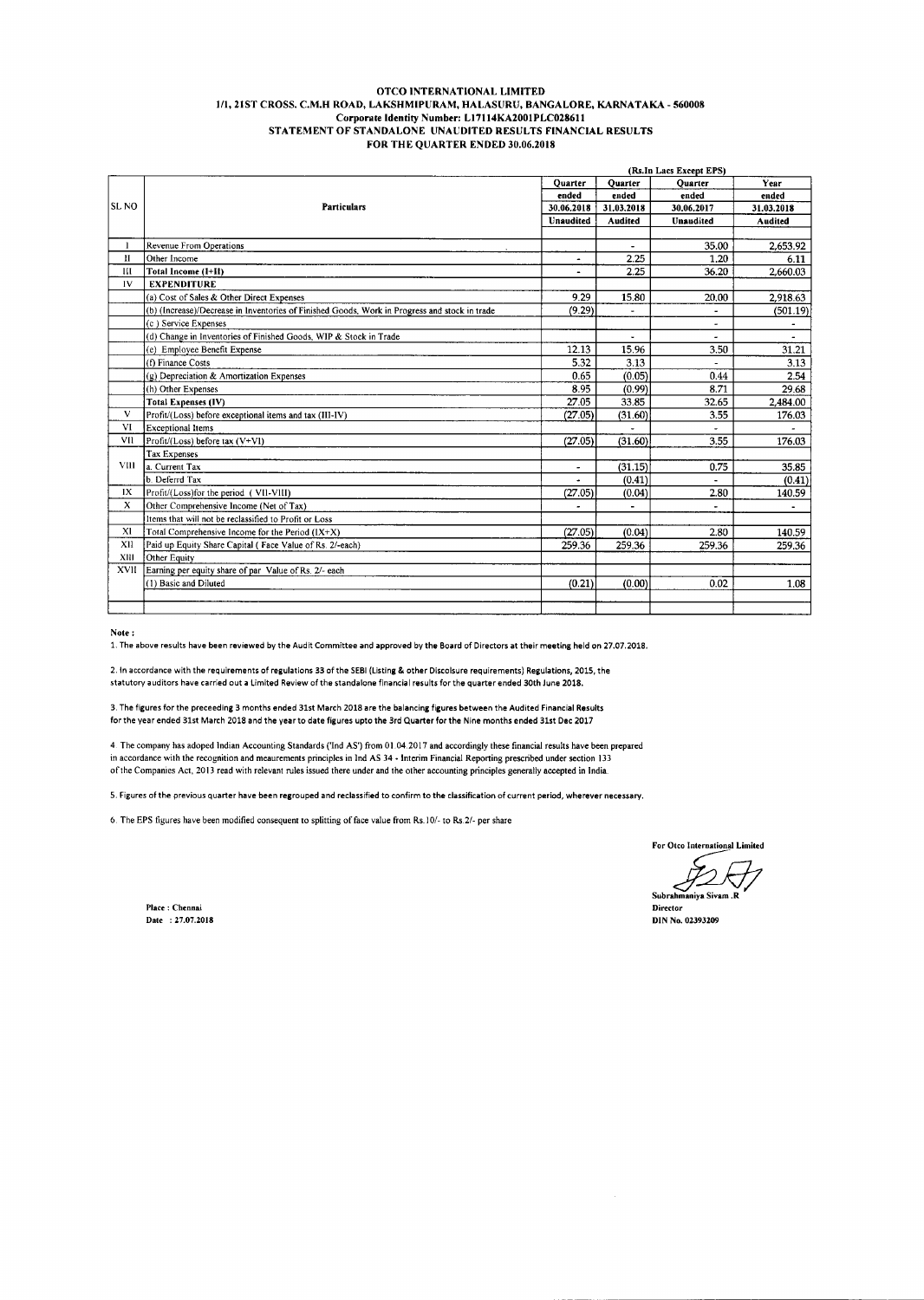# OTCO INTERNATIONAL LIMITED

**1/1, 21ST CROSS. C.M.H ROAD, LAKSHMIPURAM, HALASURU, BANGALORE, KARNATAKA - 560008**

**Corporate Identity Number: L17114KA2001PLC028611**

**STATEMENT OF STANDALONE UNAUDITED RESULTS FINANCIAL RESULTS**

**FOR THE QUARTER ENDED 30.06.2018**

(Rs.In Lacs Except EPS)

| SL NO | Particulars | Quarter ended 30.06.2018 Unaudited | Quarter ended 31.03.2018 Audited | Quarter ended 30.06.2017 Unaudited | Year ended 31.03.2018 Audited |
|---|---|---|---|---|---|
| I | Revenue From Operations | | - | 35.00 | 2,653.92 |
| II | Other Income | - | 2.25 | 1.20 | 6.11 |
| III | **Total Income (I+II)** | - | 2.25 | 36.20 | 2,660.03 |
| IV | **EXPENDITURE** | | | | |
| | (a) Cost of Sales & Other Direct Expenses | 9.29 | 15.80 | 20.00 | 2,918.63 |
| | (b) (Increase)/Decrease in Inventories of Finished Goods, Work in Progress and stock in trade | (9.29) | - | - | (501.19) |
| | (c ) Service Expenses | | | - | - |
| | (d) Change in Inventories of Finished Goods, WIP & Stock in Trade | | - | - | - |
| | (e) Employee Benefit Expense | 12.13 | 15.96 | 3.50 | 31.21 |
| | (f) Finance Costs | 5.32 | 3.13 | - | 3.13 |
| | (g) Depreciation & Amortization Expenses | 0.65 | (0.05) | 0.44 | 2.54 |
| | (h) Other Expenses | 8.95 | (0.99) | 8.71 | 29.68 |
| | **Total Expenses (IV)** | 27.05 | 33.85 | 32.65 | 2,484.00 |
| V | Profit/(Loss) before exceptional items and tax (III-IV) | (27.05) | (31.60) | 3.55 | 176.03 |
| VI | Exceptional Items | | - | - | - |
| VII | Profit/(Loss) before tax (V+VI) | (27.05) | (31.60) | 3.55 | 176.03 |
| VIII | Tax Expenses | | | | |
| | a. Current Tax | - | (31.15) | 0.75 | 35.85 |
| | b. Deferrd Tax | - | (0.41) | - | (0.41) |
| IX | Profit/(Loss)for the period ( VII-VIII) | (27.05) | (0.04) | 2.80 | 140.59 |
| X | Other Comprehensive Income (Net of Tax) | - | - | - | - |
| | Items that will not be reclassified to Profit or Loss | | | | |
| XI | Total Comprehensive Income for the Period (IX+X) | (27.05) | (0.04) | 2.80 | 140.59 |
| XII | Paid up Equity Share Capital ( Face Value of Rs. 2/-each) | 259.36 | 259.36 | 259.36 | 259.36 |
| XIII | Other Equity | | | | |
| XVII | Earning per equity share of par Value of Rs. 2/- each | | | | |
| | (1) Basic and Diluted | (0.21) | (0.00) | 0.02 | 1.08 |

**Note :**

1. The above results have been reviewed by the Audit Committee and approved by the Board of Directors at their meeting held on 27.07.2018.

2. In accordance with the requirements of regulations 33 of the SEBI (Listing & other Discolsure requirements) Regulations, 2015, the statutory auditors have carried out a Limited Review of the standalone financial results for the quarter ended 30th June 2018.

3. The figures for the preceeding 3 months ended 31st March 2018 are the balancing figures between the Audited Financial Results for the year ended 31st March 2018 and the year to date figures upto the 3rd Quarter for the Nine months ended 31st Dec 2017

4. The company has adoped Indian Accounting Standards ('Ind AS') from 01.04.2017 and accordingly these financial results have been prepared in accordance with the recognition and meaurements principles in Ind AS 34 - Interim Financial Reporting prescribed under section 133 of the Companies Act, 2013 read with relevant rules issued there under and the other accounting principles generally accepted in India.

5. Figures of the previous quarter have been regrouped and reclassified to confirm to the classification of current period, wherever necessary.

6. The EPS figures have been modified consequent to splitting of face value from Rs.10/- to Rs.2/- per share

**For Otco International Limited**

Subrahmaniya Sivam .R
Director
DIN No. 02393209

Place : Chennai
Date : 27.07.2018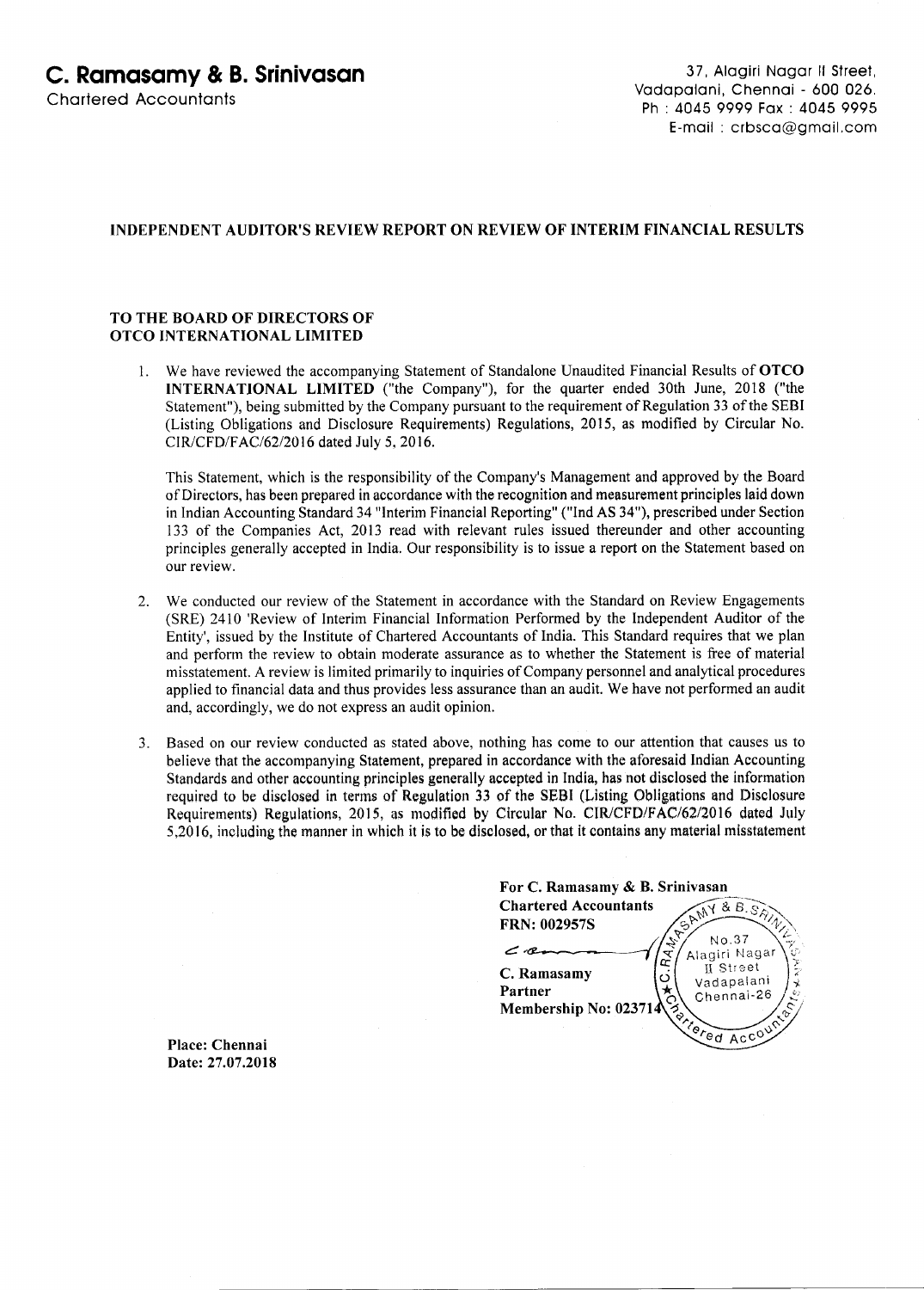# C. Ramasamy & B. Srinivasan

Chartered Accountants

37, Alagiri Nagar II Street,
Vadapalani, Chennai - 600 026.
Ph : 4045 9999 Fax : 4045 9995
E-mail : crbsca@gmail.com

## INDEPENDENT AUDITOR'S REVIEW REPORT ON REVIEW OF INTERIM FINANCIAL RESULTS

**TO THE BOARD OF DIRECTORS OF**
**OTCO INTERNATIONAL LIMITED**

1. We have reviewed the accompanying Statement of Standalone Unaudited Financial Results of **OTCO INTERNATIONAL LIMITED** ("the Company"), for the quarter ended 30th June, 2018 ("the Statement"), being submitted by the Company pursuant to the requirement of Regulation 33 of the SEBI (Listing Obligations and Disclosure Requirements) Regulations, 2015, as modified by Circular No. CIR/CFD/FAC/62/2016 dated July 5, 2016.

   This Statement, which is the responsibility of the Company's Management and approved by the Board of Directors, has been prepared in accordance with the recognition and measurement principles laid down in Indian Accounting Standard 34 "Interim Financial Reporting" ("Ind AS 34"), prescribed under Section 133 of the Companies Act, 2013 read with relevant rules issued thereunder and other accounting principles generally accepted in India. Our responsibility is to issue a report on the Statement based on our review.

2. We conducted our review of the Statement in accordance with the Standard on Review Engagements (SRE) 2410 'Review of Interim Financial Information Performed by the Independent Auditor of the Entity', issued by the Institute of Chartered Accountants of India. This Standard requires that we plan and perform the review to obtain moderate assurance as to whether the Statement is free of material misstatement. A review is limited primarily to inquiries of Company personnel and analytical procedures applied to financial data and thus provides less assurance than an audit. We have not performed an audit and, accordingly, we do not express an audit opinion.

3. Based on our review conducted as stated above, nothing has come to our attention that causes us to believe that the accompanying Statement, prepared in accordance with the aforesaid Indian Accounting Standards and other accounting principles generally accepted in India, has not disclosed the information required to be disclosed in terms of Regulation 33 of the SEBI (Listing Obligations and Disclosure Requirements) Regulations, 2015, as modified by Circular No. CIR/CFD/FAC/62/2016 dated July 5,2016, including the manner in which it is to be disclosed, or that it contains any material misstatement

**For C. Ramasamy & B. Srinivasan**
**Chartered Accountants**
**FRN: 002957S**

**C. Ramasamy**
**Partner**
**Membership No: 023714**

**Place: Chennai**
**Date: 27.07.2018**